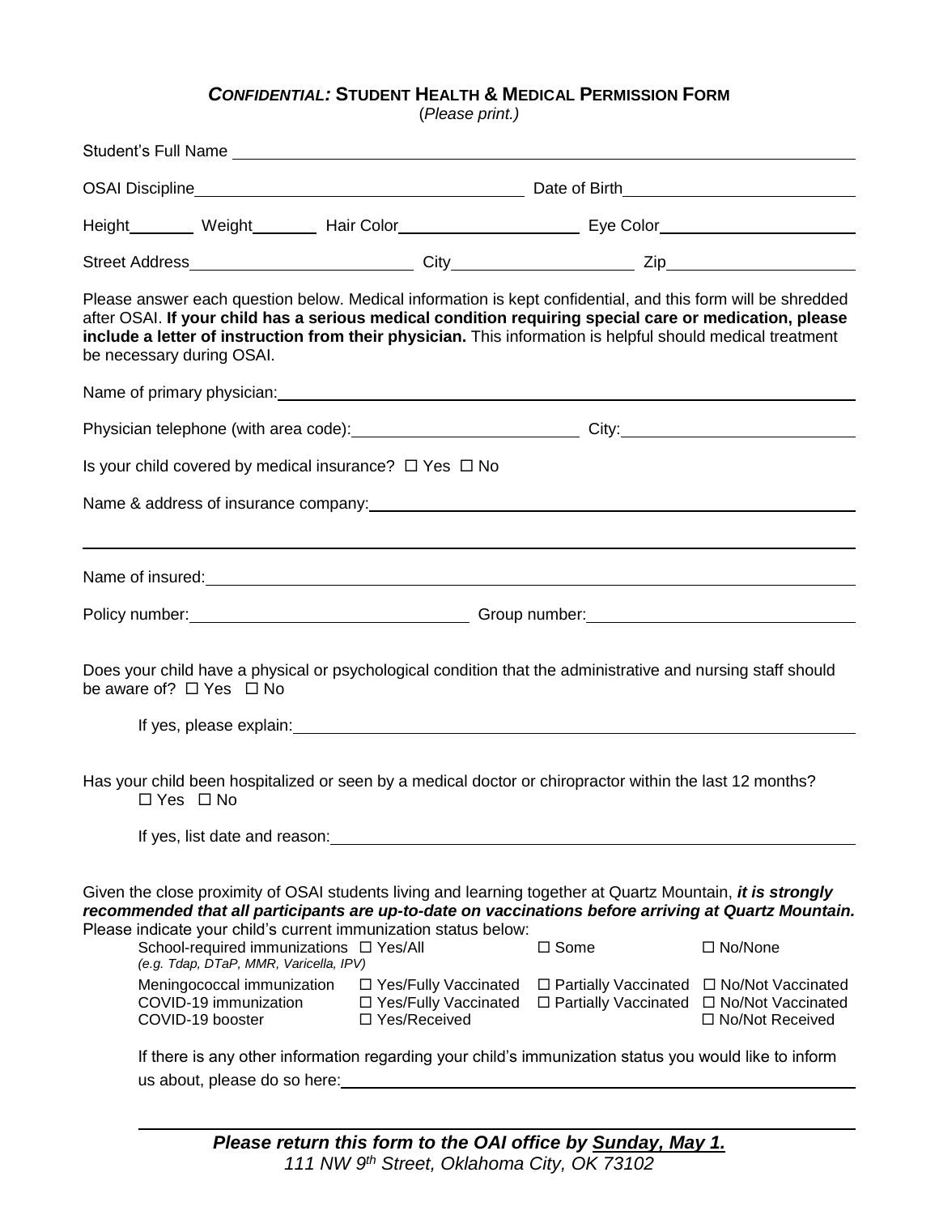## ***CONFIDENTIAL:*** **STUDENT HEALTH & MEDICAL PERMISSION FORM**

(*Please print.*)

Student's Full Name \_\_\_\_\_\_\_\_\_\_\_\_\_\_\_\_\_\_\_\_\_\_\_\_\_\_\_\_\_\_\_\_\_\_\_\_\_\_\_\_\_\_\_\_\_\_\_\_

OSAI Discipline\_\_\_\_\_\_\_\_\_\_\_\_\_\_\_\_\_\_\_\_\_\_\_\_\_\_\_\_ Date of Birth\_\_\_\_\_\_\_\_\_\_\_\_\_\_\_\_\_\_\_\_

Height\_\_\_\_\_\_\_ Weight\_\_\_\_\_\_\_ Hair Color\_\_\_\_\_\_\_\_\_\_\_\_\_\_\_\_\_\_ Eye Color\_\_\_\_\_\_\_\_\_\_\_\_\_\_\_\_\_\_

Street Address\_\_\_\_\_\_\_\_\_\_\_\_\_\_\_\_\_\_\_\_\_\_ City\_\_\_\_\_\_\_\_\_\_\_\_\_\_\_\_\_\_ Zip\_\_\_\_\_\_\_\_\_\_\_\_\_\_\_\_\_\_

Please answer each question below. Medical information is kept confidential, and this form will be shredded after OSAI. **If your child has a serious medical condition requiring special care or medication, please include a letter of instruction from their physician.** This information is helpful should medical treatment be necessary during OSAI.

Name of primary physician:\_\_\_\_\_\_\_\_\_\_\_\_\_\_\_\_\_\_\_\_\_\_\_\_\_\_\_\_\_\_\_\_\_\_\_\_\_\_\_\_\_\_\_\_\_\_\_\_

Physician telephone (with area code):\_\_\_\_\_\_\_\_\_\_\_\_\_\_\_\_\_\_\_\_\_\_ City:\_\_\_\_\_\_\_\_\_\_\_\_\_\_\_\_\_\_\_\_\_\_

Is your child covered by medical insurance? ☐ Yes ☐ No

Name & address of insurance company:\_\_\_\_\_\_\_\_\_\_\_\_\_\_\_\_\_\_\_\_\_\_\_\_\_\_\_\_\_\_\_\_\_\_\_\_\_\_\_\_\_\_

\_\_\_\_\_\_\_\_\_\_\_\_\_\_\_\_\_\_\_\_\_\_\_\_\_\_\_\_\_\_\_\_\_\_\_\_\_\_\_\_\_\_\_\_\_\_\_\_\_\_\_\_\_\_\_\_\_\_\_\_\_\_\_\_\_\_\_\_\_\_\_\_

Name of insured:\_\_\_\_\_\_\_\_\_\_\_\_\_\_\_\_\_\_\_\_\_\_\_\_\_\_\_\_\_\_\_\_\_\_\_\_\_\_\_\_\_\_\_\_\_\_\_\_\_\_\_\_\_\_\_\_\_\_\_\_

Policy number:\_\_\_\_\_\_\_\_\_\_\_\_\_\_\_\_\_\_\_\_\_\_\_\_\_\_\_\_ Group number:\_\_\_\_\_\_\_\_\_\_\_\_\_\_\_\_\_\_\_\_\_\_\_\_\_\_\_\_

Does your child have a physical or psychological condition that the administrative and nursing staff should be aware of? ☐ Yes ☐ No

If yes, please explain:\_\_\_\_\_\_\_\_\_\_\_\_\_\_\_\_\_\_\_\_\_\_\_\_\_\_\_\_\_\_\_\_\_\_\_\_\_\_\_\_\_\_\_\_\_\_\_\_\_\_\_\_

Has your child been hospitalized or seen by a medical doctor or chiropractor within the last 12 months?
☐ Yes ☐ No

If yes, list date and reason:\_\_\_\_\_\_\_\_\_\_\_\_\_\_\_\_\_\_\_\_\_\_\_\_\_\_\_\_\_\_\_\_\_\_\_\_\_\_\_\_\_\_\_\_\_\_\_\_\_\_

Given the close proximity of OSAI students living and learning together at Quartz Mountain, ***it is strongly recommended that all participants are up-to-date on vaccinations before arriving at Quartz Mountain.*** Please indicate your child's current immunization status below:

| | | | |
|---|---|---|---|
| School-required immunizations *(e.g. Tdap, DTaP, MMR, Varicella, IPV)* | ☐ Yes/All | ☐ Some | ☐ No/None |
| Meningococcal immunization | ☐ Yes/Fully Vaccinated | ☐ Partially Vaccinated | ☐ No/Not Vaccinated |
| COVID-19 immunization | ☐ Yes/Fully Vaccinated | ☐ Partially Vaccinated | ☐ No/Not Vaccinated |
| COVID-19 booster | ☐ Yes/Received | | ☐ No/Not Received |

If there is any other information regarding your child's immunization status you would like to inform us about, please do so here:\_\_\_\_\_\_\_\_\_\_\_\_\_\_\_\_\_\_\_\_\_\_\_\_\_\_\_\_\_\_\_\_\_\_\_\_\_\_\_\_\_\_\_\_\_\_

***Please return this form to the OAI office by Sunday, May 1.***
*111 NW 9th Street, Oklahoma City, OK 73102*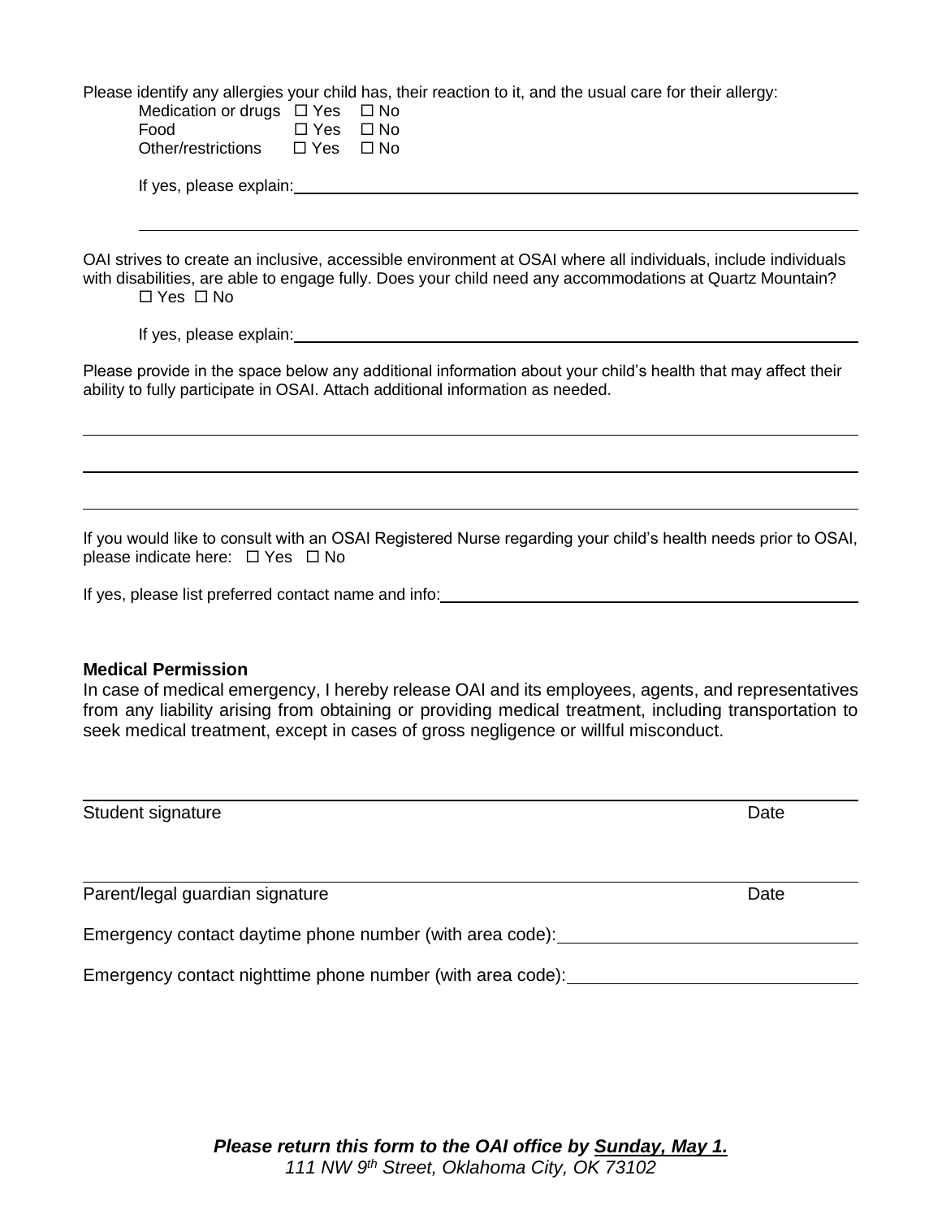Please identify any allergies your child has, their reaction to it, and the usual care for their allergy:

Medication or drugs ☐ Yes ☐ No
Food ☐ Yes ☐ No
Other/restrictions ☐ Yes ☐ No

If yes, please explain: \_\_\_\_\_\_\_\_\_\_\_\_\_\_\_\_\_\_\_\_\_\_\_\_\_\_\_\_\_\_\_\_\_\_\_\_\_\_\_\_\_\_\_\_

\_\_\_\_\_\_\_\_\_\_\_\_\_\_\_\_\_\_\_\_\_\_\_\_\_\_\_\_\_\_\_\_\_\_\_\_\_\_\_\_\_\_\_\_\_\_\_\_\_\_\_\_\_\_\_\_\_\_\_\_

OAI strives to create an inclusive, accessible environment at OSAI where all individuals, include individuals with disabilities, are able to engage fully. Does your child need any accommodations at Quartz Mountain?

☐ Yes ☐ No

If yes, please explain: \_\_\_\_\_\_\_\_\_\_\_\_\_\_\_\_\_\_\_\_\_\_\_\_\_\_\_\_\_\_\_\_\_\_\_\_\_\_\_\_\_\_\_\_

Please provide in the space below any additional information about your child's health that may affect their ability to fully participate in OSAI. Attach additional information as needed.

\_\_\_\_\_\_\_\_\_\_\_\_\_\_\_\_\_\_\_\_\_\_\_\_\_\_\_\_\_\_\_\_\_\_\_\_\_\_\_\_\_\_\_\_\_\_\_\_\_\_\_\_\_\_\_\_\_\_\_\_

\_\_\_\_\_\_\_\_\_\_\_\_\_\_\_\_\_\_\_\_\_\_\_\_\_\_\_\_\_\_\_\_\_\_\_\_\_\_\_\_\_\_\_\_\_\_\_\_\_\_\_\_\_\_\_\_\_\_\_\_

\_\_\_\_\_\_\_\_\_\_\_\_\_\_\_\_\_\_\_\_\_\_\_\_\_\_\_\_\_\_\_\_\_\_\_\_\_\_\_\_\_\_\_\_\_\_\_\_\_\_\_\_\_\_\_\_\_\_\_\_

If you would like to consult with an OSAI Registered Nurse regarding your child's health needs prior to OSAI, please indicate here: ☐ Yes ☐ No

If yes, please list preferred contact name and info: \_\_\_\_\_\_\_\_\_\_\_\_\_\_\_\_\_\_\_\_\_\_\_\_\_\_\_\_\_\_\_\_

**Medical Permission**

In case of medical emergency, I hereby release OAI and its employees, agents, and representatives from any liability arising from obtaining or providing medical treatment, including transportation to seek medical treatment, except in cases of gross negligence or willful misconduct.

\_\_\_\_\_\_\_\_\_\_\_\_\_\_\_\_\_\_\_\_\_\_\_\_\_\_\_\_\_\_\_\_\_\_\_\_\_\_\_\_\_\_\_\_\_\_\_\_\_\_\_\_\_\_\_\_\_\_\_\_

Student signature Date

\_\_\_\_\_\_\_\_\_\_\_\_\_\_\_\_\_\_\_\_\_\_\_\_\_\_\_\_\_\_\_\_\_\_\_\_\_\_\_\_\_\_\_\_\_\_\_\_\_\_\_\_\_\_\_\_\_\_\_\_

Parent/legal guardian signature Date

Emergency contact daytime phone number (with area code): \_\_\_\_\_\_\_\_\_\_\_\_\_\_\_\_\_\_\_\_

Emergency contact nighttime phone number (with area code): \_\_\_\_\_\_\_\_\_\_\_\_\_\_\_\_\_\_\_\_

***Please return this form to the OAI office by <u>Sunday, May 1.</u>***

*111 NW 9th Street, Oklahoma City, OK 73102*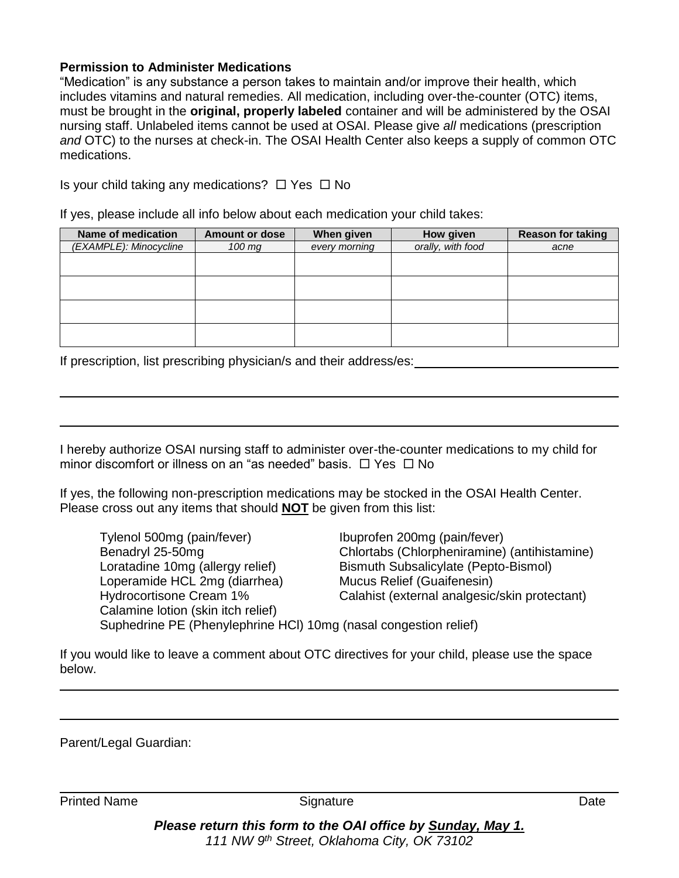**Permission to Administer Medications**

"Medication" is any substance a person takes to maintain and/or improve their health, which includes vitamins and natural remedies. All medication, including over-the-counter (OTC) items, must be brought in the **original, properly labeled** container and will be administered by the OSAI nursing staff. Unlabeled items cannot be used at OSAI. Please give *all* medications (prescription *and* OTC) to the nurses at check-in. The OSAI Health Center also keeps a supply of common OTC medications.

Is your child taking any medications? ☐ Yes ☐ No

If yes, please include all info below about each medication your child takes:

| Name of medication | Amount or dose | When given | How given | Reason for taking |
|---|---|---|---|---|
| *(EXAMPLE): Minocycline* | *100 mg* | *every morning* | *orally, with food* | *acne* |
| | | | | |
| | | | | |
| | | | | |
| | | | | |

If prescription, list prescribing physician/s and their address/es: ______________________________

______________________________________________________________________________

______________________________________________________________________________

I hereby authorize OSAI nursing staff to administer over-the-counter medications to my child for minor discomfort or illness on an "as needed" basis. ☐ Yes ☐ No

If yes, the following non-prescription medications may be stocked in the OSAI Health Center. Please cross out any items that should **NOT** be given from this list:

- Tylenol 500mg (pain/fever)
- Ibuprofen 200mg (pain/fever)
- Benadryl 25-50mg
- Chlortabs (Chlorpheniramine) (antihistamine)
- Loratadine 10mg (allergy relief)
- Bismuth Subsalicylate (Pepto-Bismol)
- Loperamide HCL 2mg (diarrhea)
- Mucus Relief (Guaifenesin)
- Hydrocortisone Cream 1%
- Calahist (external analgesic/skin protectant)
- Calamine lotion (skin itch relief)
- Suphedrine PE (Phenylephrine HCl) 10mg (nasal congestion relief)

If you would like to leave a comment about OTC directives for your child, please use the space below.

______________________________________________________________________________

______________________________________________________________________________

Parent/Legal Guardian:

______________________________________________________________________________

Printed Name　　　　　　　　Signature　　　　　　　　Date

***Please return this form to the OAI office by Sunday, May 1.***

*111 NW 9th Street, Oklahoma City, OK 73102*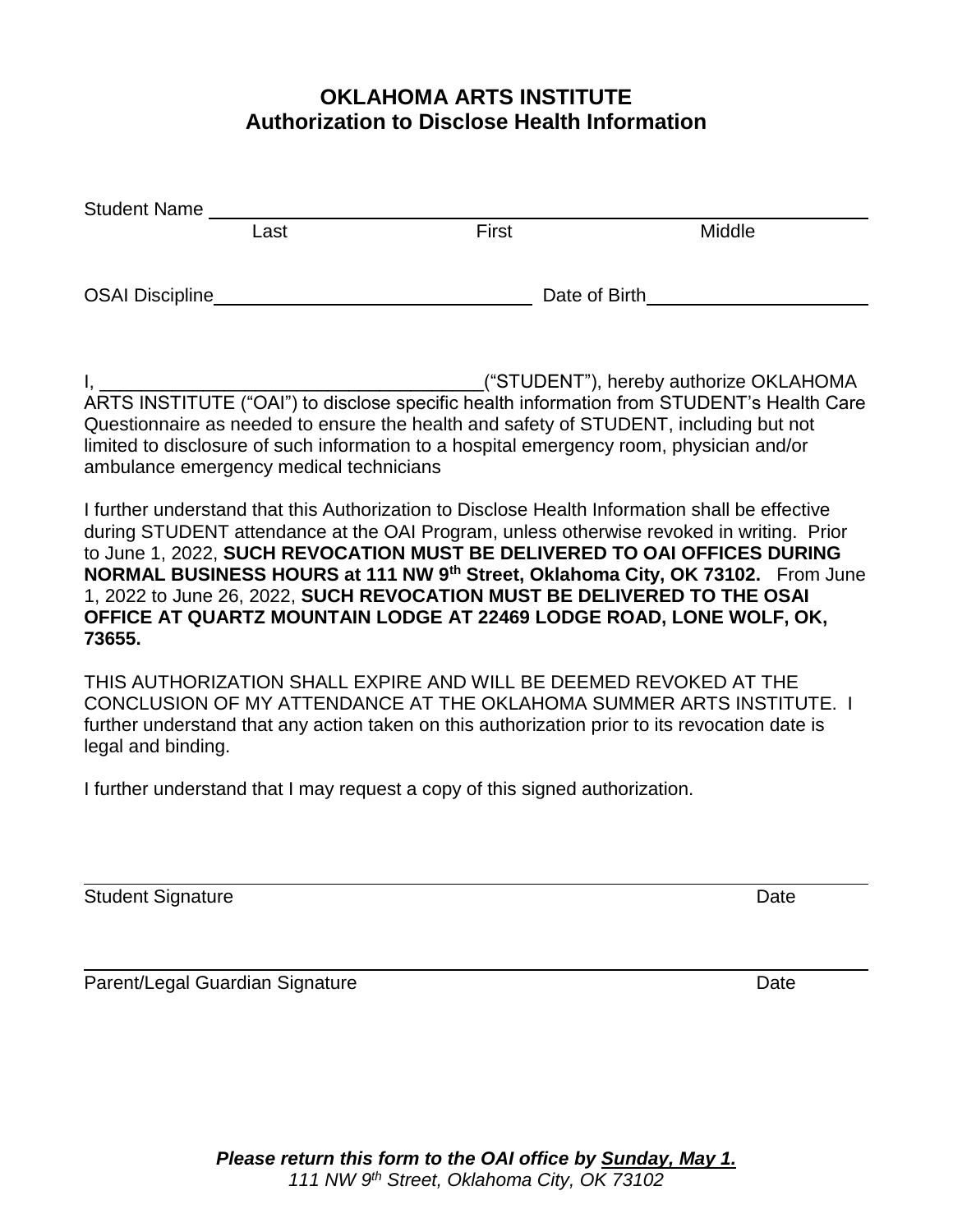# OKLAHOMA ARTS INSTITUTE
## Authorization to Disclose Health Information

Student Name ______________________________________________________________
Last First Middle

OSAI Discipline ______________________________ Date of Birth ______________________

I, ____________________________________("STUDENT"), hereby authorize OKLAHOMA ARTS INSTITUTE ("OAI") to disclose specific health information from STUDENT's Health Care Questionnaire as needed to ensure the health and safety of STUDENT, including but not limited to disclosure of such information to a hospital emergency room, physician and/or ambulance emergency medical technicians

I further understand that this Authorization to Disclose Health Information shall be effective during STUDENT attendance at the OAI Program, unless otherwise revoked in writing. Prior to June 1, 2022, **SUCH REVOCATION MUST BE DELIVERED TO OAI OFFICES DURING NORMAL BUSINESS HOURS at 111 NW 9th Street, Oklahoma City, OK 73102.** From June 1, 2022 to June 26, 2022, **SUCH REVOCATION MUST BE DELIVERED TO THE OSAI OFFICE AT QUARTZ MOUNTAIN LODGE AT 22469 LODGE ROAD, LONE WOLF, OK, 73655.**

THIS AUTHORIZATION SHALL EXPIRE AND WILL BE DEEMED REVOKED AT THE CONCLUSION OF MY ATTENDANCE AT THE OKLAHOMA SUMMER ARTS INSTITUTE. I further understand that any action taken on this authorization prior to its revocation date is legal and binding.

I further understand that I may request a copy of this signed authorization.

______________________________________________________________________________
Student Signature Date

______________________________________________________________________________
Parent/Legal Guardian Signature Date

***Please return this form to the OAI office by Sunday, May 1.***
*111 NW 9th Street, Oklahoma City, OK 73102*